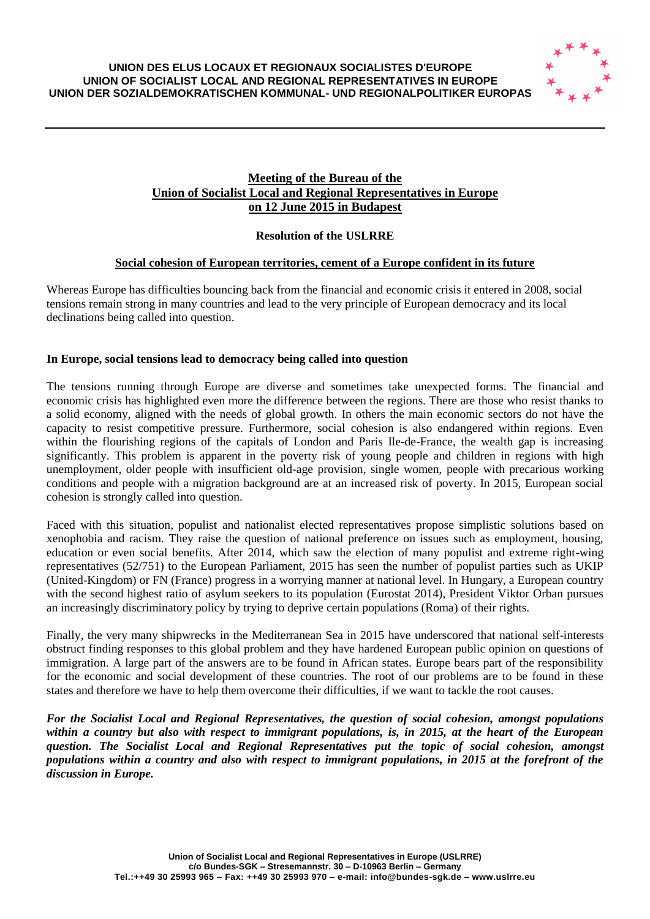**UNION DES ELUS LOCAUX ET REGIONAUX SOCIALISTES D'EUROPE**
**UNION OF SOCIALIST LOCAL AND REGIONAL REPRESENTATIVES IN EUROPE**
**UNION DER SOZIALDEMOKRATISCHEN KOMMUNAL- UND REGIONALPOLITIKER EUROPAS**

---

# Meeting of the Bureau of the Union of Socialist Local and Regional Representatives in Europe on 12 June 2015 in Budapest

## Resolution of the USLRRE

## Social cohesion of European territories, cement of a Europe confident in its future

Whereas Europe has difficulties bouncing back from the financial and economic crisis it entered in 2008, social tensions remain strong in many countries and lead to the very principle of European democracy and its local declinations being called into question.

### In Europe, social tensions lead to democracy being called into question

The tensions running through Europe are diverse and sometimes take unexpected forms. The financial and economic crisis has highlighted even more the difference between the regions. There are those who resist thanks to a solid economy, aligned with the needs of global growth. In others the main economic sectors do not have the capacity to resist competitive pressure. Furthermore, social cohesion is also endangered within regions. Even within the flourishing regions of the capitals of London and Paris Ile-de-France, the wealth gap is increasing significantly. This problem is apparent in the poverty risk of young people and children in regions with high unemployment, older people with insufficient old-age provision, single women, people with precarious working conditions and people with a migration background are at an increased risk of poverty. In 2015, European social cohesion is strongly called into question.

Faced with this situation, populist and nationalist elected representatives propose simplistic solutions based on xenophobia and racism. They raise the question of national preference on issues such as employment, housing, education or even social benefits. After 2014, which saw the election of many populist and extreme right-wing representatives (52/751) to the European Parliament, 2015 has seen the number of populist parties such as UKIP (United-Kingdom) or FN (France) progress in a worrying manner at national level. In Hungary, a European country with the second highest ratio of asylum seekers to its population (Eurostat 2014), President Viktor Orban pursues an increasingly discriminatory policy by trying to deprive certain populations (Roma) of their rights.

Finally, the very many shipwrecks in the Mediterranean Sea in 2015 have underscored that national self-interests obstruct finding responses to this global problem and they have hardened European public opinion on questions of immigration. A large part of the answers are to be found in African states. Europe bears part of the responsibility for the economic and social development of these countries. The root of our problems are to be found in these states and therefore we have to help them overcome their difficulties, if we want to tackle the root causes.

***For the Socialist Local and Regional Representatives, the question of social cohesion, amongst populations within a country but also with respect to immigrant populations, is, in 2015, at the heart of the European question. The Socialist Local and Regional Representatives put the topic of social cohesion, amongst populations within a country and also with respect to immigrant populations, in 2015 at the forefront of the discussion in Europe.***

**Union of Socialist Local and Regional Representatives in Europe (USLRRE)**
**c/o Bundes-SGK – Stresemannstr. 30 – D-10963 Berlin – Germany**
**Tel.:++49 30 25993 965 – Fax: ++49 30 25993 970 – e-mail: info@bundes-sgk.de – www.uslrre.eu**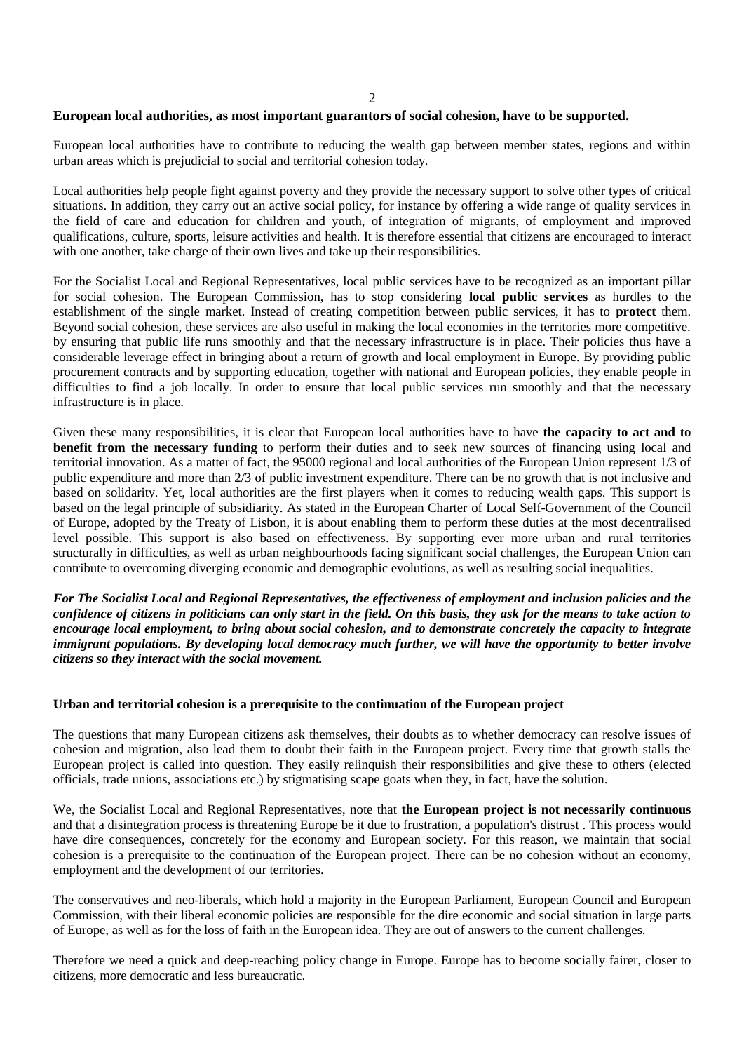**European local authorities, as most important guarantors of social cohesion, have to be supported.**

European local authorities have to contribute to reducing the wealth gap between member states, regions and within urban areas which is prejudicial to social and territorial cohesion today.

Local authorities help people fight against poverty and they provide the necessary support to solve other types of critical situations. In addition, they carry out an active social policy, for instance by offering a wide range of quality services in the field of care and education for children and youth, of integration of migrants, of employment and improved qualifications, culture, sports, leisure activities and health. It is therefore essential that citizens are encouraged to interact with one another, take charge of their own lives and take up their responsibilities.

For the Socialist Local and Regional Representatives, local public services have to be recognized as an important pillar for social cohesion. The European Commission, has to stop considering **local public services** as hurdles to the establishment of the single market. Instead of creating competition between public services, it has to **protect** them. Beyond social cohesion, these services are also useful in making the local economies in the territories more competitive. by ensuring that public life runs smoothly and that the necessary infrastructure is in place. Their policies thus have a considerable leverage effect in bringing about a return of growth and local employment in Europe. By providing public procurement contracts and by supporting education, together with national and European policies, they enable people in difficulties to find a job locally. In order to ensure that local public services run smoothly and that the necessary infrastructure is in place.

Given these many responsibilities, it is clear that European local authorities have to have **the capacity to act and to benefit from the necessary funding** to perform their duties and to seek new sources of financing using local and territorial innovation. As a matter of fact, the 95000 regional and local authorities of the European Union represent 1/3 of public expenditure and more than 2/3 of public investment expenditure. There can be no growth that is not inclusive and based on solidarity. Yet, local authorities are the first players when it comes to reducing wealth gaps. This support is based on the legal principle of subsidiarity. As stated in the European Charter of Local Self-Government of the Council of Europe, adopted by the Treaty of Lisbon, it is about enabling them to perform these duties at the most decentralised level possible. This support is also based on effectiveness. By supporting ever more urban and rural territories structurally in difficulties, as well as urban neighbourhoods facing significant social challenges, the European Union can contribute to overcoming diverging economic and demographic evolutions, as well as resulting social inequalities.

***For The Socialist Local and Regional Representatives, the effectiveness of employment and inclusion policies and the confidence of citizens in politicians can only start in the field. On this basis, they ask for the means to take action to encourage local employment, to bring about social cohesion, and to demonstrate concretely the capacity to integrate immigrant populations. By developing local democracy much further, we will have the opportunity to better involve citizens so they interact with the social movement.***

**Urban and territorial cohesion is a prerequisite to the continuation of the European project**

The questions that many European citizens ask themselves, their doubts as to whether democracy can resolve issues of cohesion and migration, also lead them to doubt their faith in the European project. Every time that growth stalls the European project is called into question. They easily relinquish their responsibilities and give these to others (elected officials, trade unions, associations etc.) by stigmatising scape goats when they, in fact, have the solution.

We, the Socialist Local and Regional Representatives, note that **the European project is not necessarily continuous** and that a disintegration process is threatening Europe be it due to frustration, a population's distrust . This process would have dire consequences, concretely for the economy and European society. For this reason, we maintain that social cohesion is a prerequisite to the continuation of the European project. There can be no cohesion without an economy, employment and the development of our territories.

The conservatives and neo-liberals, which hold a majority in the European Parliament, European Council and European Commission, with their liberal economic policies are responsible for the dire economic and social situation in large parts of Europe, as well as for the loss of faith in the European idea. They are out of answers to the current challenges.

Therefore we need a quick and deep-reaching policy change in Europe. Europe has to become socially fairer, closer to citizens, more democratic and less bureaucratic.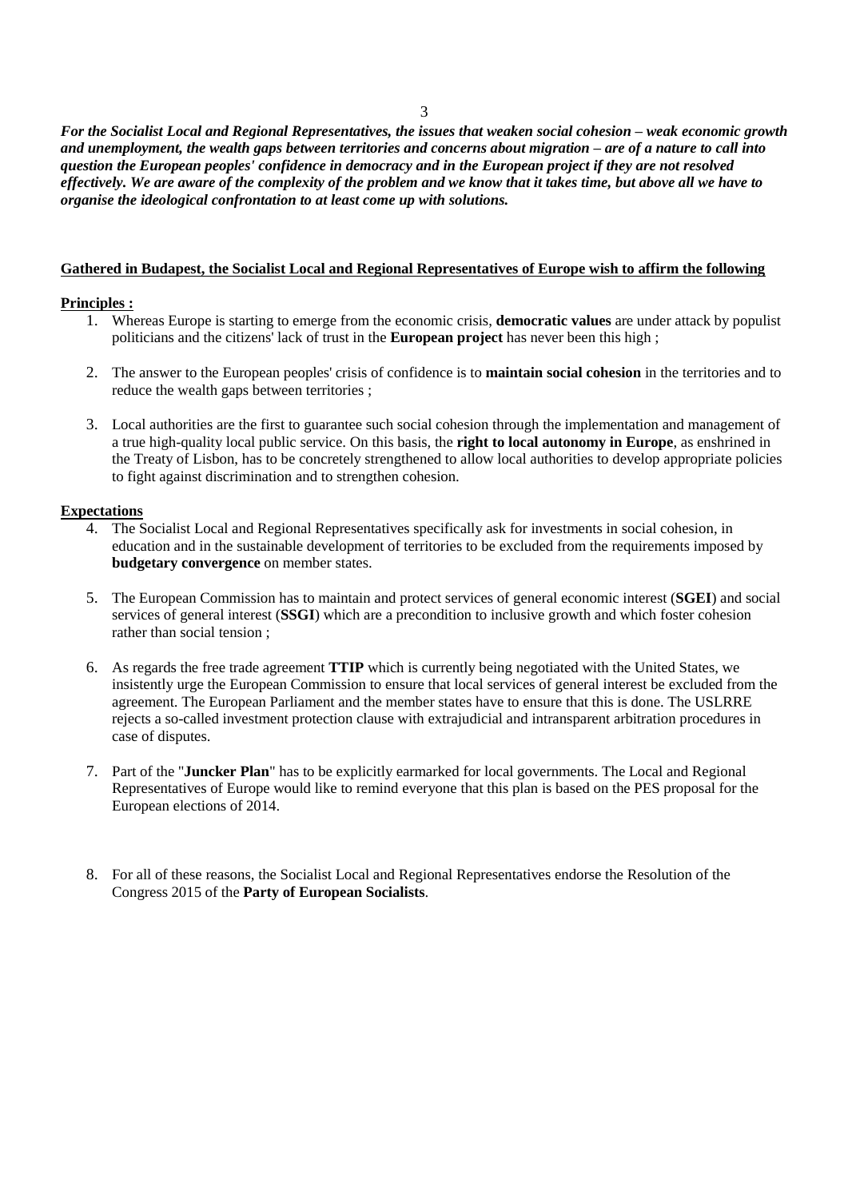***For the Socialist Local and Regional Representatives, the issues that weaken social cohesion – weak economic growth and unemployment, the wealth gaps between territories and concerns about migration – are of a nature to call into question the European peoples' confidence in democracy and in the European project if they are not resolved effectively. We are aware of the complexity of the problem and we know that it takes time, but above all we have to organise the ideological confrontation to at least come up with solutions.***

**Gathered in Budapest, the Socialist Local and Regional Representatives of Europe wish to affirm the following**

**Principles :**

1. Whereas Europe is starting to emerge from the economic crisis, **democratic values** are under attack by populist politicians and the citizens' lack of trust in the **European project** has never been this high ;

2. The answer to the European peoples' crisis of confidence is to **maintain social cohesion** in the territories and to reduce the wealth gaps between territories ;

3. Local authorities are the first to guarantee such social cohesion through the implementation and management of a true high-quality local public service. On this basis, the **right to local autonomy in Europe**, as enshrined in the Treaty of Lisbon, has to be concretely strengthened to allow local authorities to develop appropriate policies to fight against discrimination and to strengthen cohesion.

**Expectations**

4. The Socialist Local and Regional Representatives specifically ask for investments in social cohesion, in education and in the sustainable development of territories to be excluded from the requirements imposed by **budgetary convergence** on member states.

5. The European Commission has to maintain and protect services of general economic interest (**SGEI**) and social services of general interest (**SSGI**) which are a precondition to inclusive growth and which foster cohesion rather than social tension ;

6. As regards the free trade agreement **TTIP** which is currently being negotiated with the United States, we insistently urge the European Commission to ensure that local services of general interest be excluded from the agreement. The European Parliament and the member states have to ensure that this is done. The USLRRE rejects a so-called investment protection clause with extrajudicial and intransparent arbitration procedures in case of disputes.

7. Part of the "**Juncker Plan**" has to be explicitly earmarked for local governments. The Local and Regional Representatives of Europe would like to remind everyone that this plan is based on the PES proposal for the European elections of 2014.

8. For all of these reasons, the Socialist Local and Regional Representatives endorse the Resolution of the Congress 2015 of the **Party of European Socialists**.